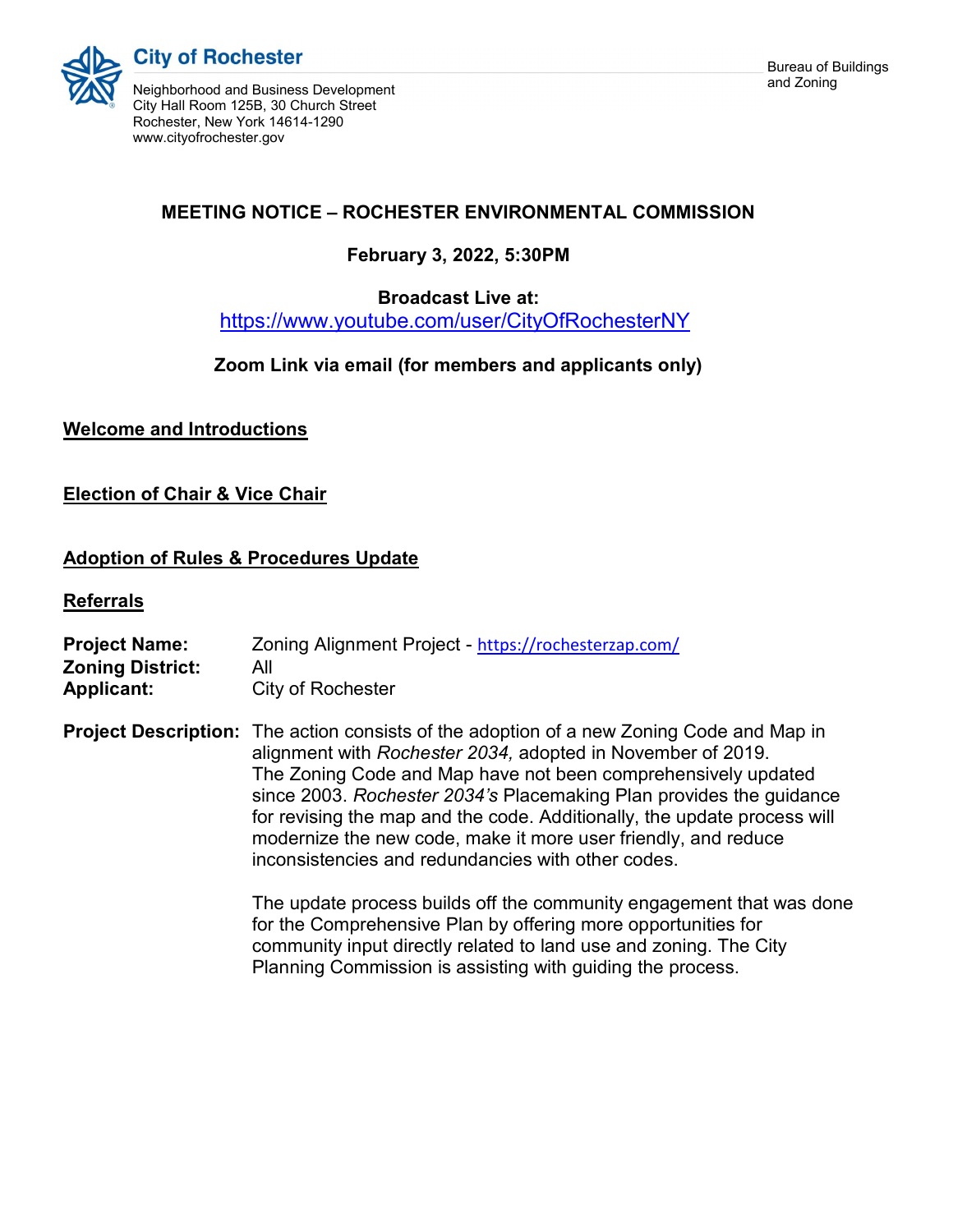**City of Rochester**

Neighborhood and Business Development
City Hall Room 125B, 30 Church Street
Rochester, New York 14614-1290
www.cityofrochester.gov

Bureau of Buildings and Zoning

## MEETING NOTICE – ROCHESTER ENVIRONMENTAL COMMISSION

**February 3, 2022, 5:30PM**

**Broadcast Live at:**
https://www.youtube.com/user/CityOfRochesterNY

**Zoom Link via email (for members and applicants only)**

### Welcome and Introductions

### Election of Chair & Vice Chair

### Adoption of Rules & Procedures Update

### Referrals

**Project Name:** Zoning Alignment Project - https://rochesterzap.com/
**Zoning District:** All
**Applicant:** City of Rochester

**Project Description:** The action consists of the adoption of a new Zoning Code and Map in alignment with *Rochester 2034,* adopted in November of 2019. The Zoning Code and Map have not been comprehensively updated since 2003. *Rochester 2034's* Placemaking Plan provides the guidance for revising the map and the code. Additionally, the update process will modernize the new code, make it more user friendly, and reduce inconsistencies and redundancies with other codes.

The update process builds off the community engagement that was done for the Comprehensive Plan by offering more opportunities for community input directly related to land use and zoning. The City Planning Commission is assisting with guiding the process.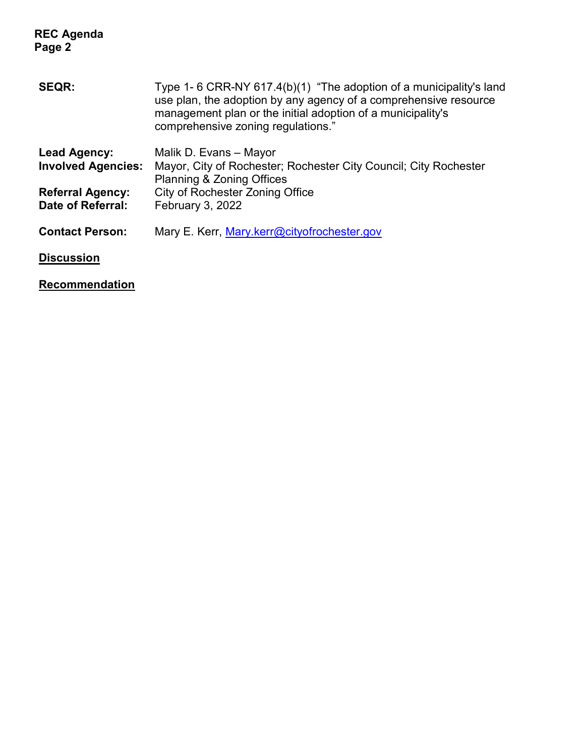**SEQR:** Type 1- 6 CRR-NY 617.4(b)(1) "The adoption of a municipality's land use plan, the adoption by any agency of a comprehensive resource management plan or the initial adoption of a municipality's comprehensive zoning regulations."

**Lead Agency:** Malik D. Evans – Mayor

**Involved Agencies:** Mayor, City of Rochester; Rochester City Council; City Rochester Planning & Zoning Offices

**Referral Agency:** City of Rochester Zoning Office

**Date of Referral:** February 3, 2022

**Contact Person:** Mary E. Kerr, Mary.kerr@cityofrochester.gov

**Discussion**

**Recommendation**